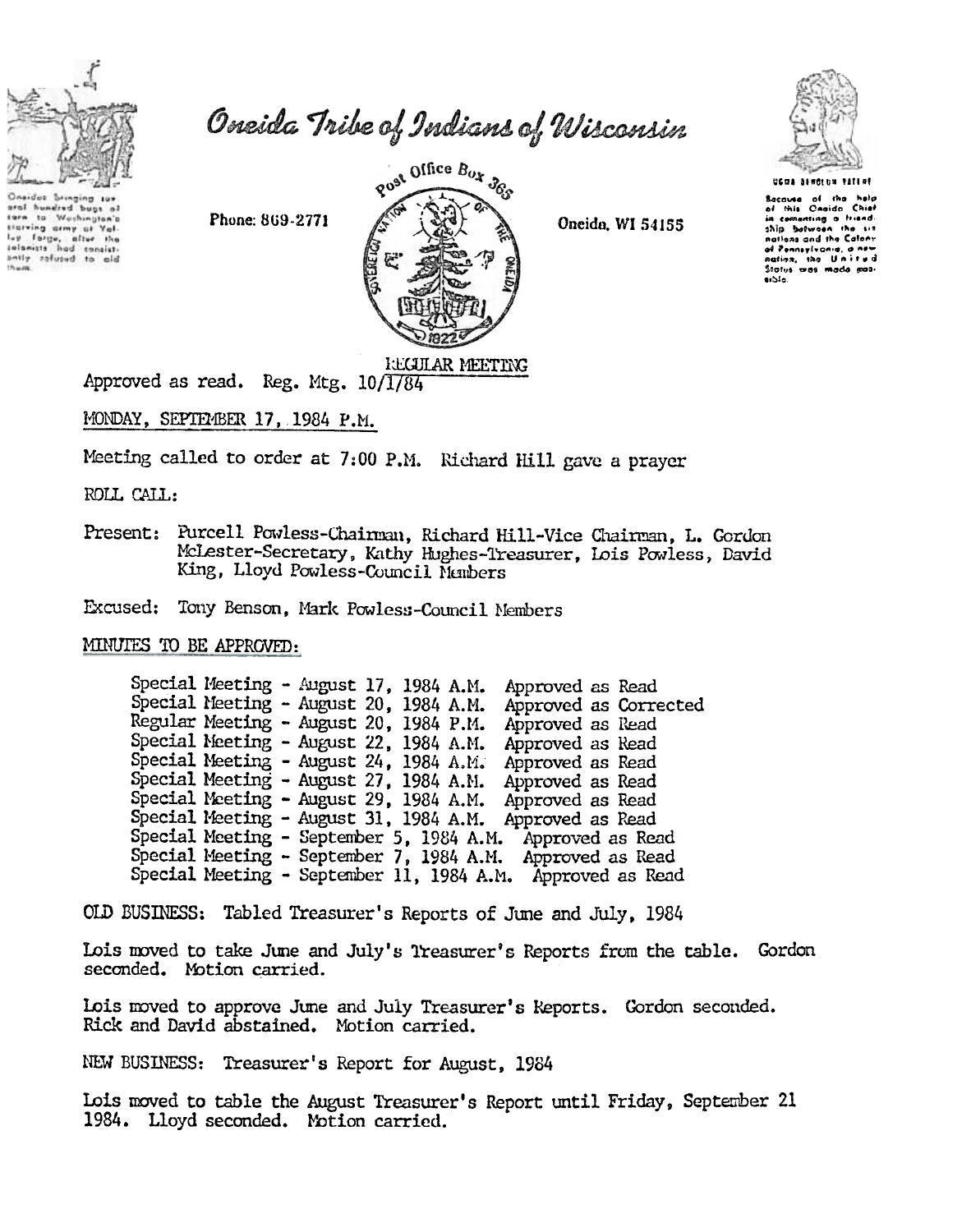# Oneida Tribe of Indians of Wisconsin

Oneidas bringing several hundred bags of corn to Washington's starving army at Valley Forge, after the colonists had consistently refused to aid them.

Phone: 869-2771

Post Office Box 365

Oneida, WI 54155

Because of the help of this Oneida Chief in cementing a friendship between the six nations and the Colony of Pennsylvania, a new nation, the United States was made possible.

REGULAR MEETING

Approved as read. Reg. Mtg. 10/1/84

MONDAY, SEPTEMBER 17, 1984 P.M.

Meeting called to order at 7:00 P.M. Richard Hill gave a prayer

ROLL CALL:

Present: Purcell Powless-Chairman, Richard Hill-Vice Chairman, L. Gordon McLester-Secretary, Kathy Hughes-Treasurer, Lois Powless, David King, Lloyd Powless-Council Members

Excused: Tony Benson, Mark Powless-Council Members

MINUTES TO BE APPROVED:

Special Meeting - August 17, 1984 A.M. Approved as Read
Special Meeting - August 20, 1984 A.M. Approved as Corrected
Regular Meeting - August 20, 1984 P.M. Approved as Read
Special Meeting - August 22, 1984 A.M. Approved as Read
Special Meeting - August 24, 1984 A.M. Approved as Read
Special Meeting - August 27, 1984 A.M. Approved as Read
Special Meeting - August 29, 1984 A.M. Approved as Read
Special Meeting - August 31, 1984 A.M. Approved as Read
Special Meeting - September 5, 1984 A.M. Approved as Read
Special Meeting - September 7, 1984 A.M. Approved as Read
Special Meeting - September 11, 1984 A.M. Approved as Read

OLD BUSINESS: Tabled Treasurer's Reports of June and July, 1984

Lois moved to take June and July's Treasurer's Reports from the table. Gordon seconded. Motion carried.

Lois moved to approve June and July Treasurer's Reports. Gordon seconded. Rick and David abstained. Motion carried.

NEW BUSINESS: Treasurer's Report for August, 1984

Lois moved to table the August Treasurer's Report until Friday, September 21 1984. Lloyd seconded. Motion carried.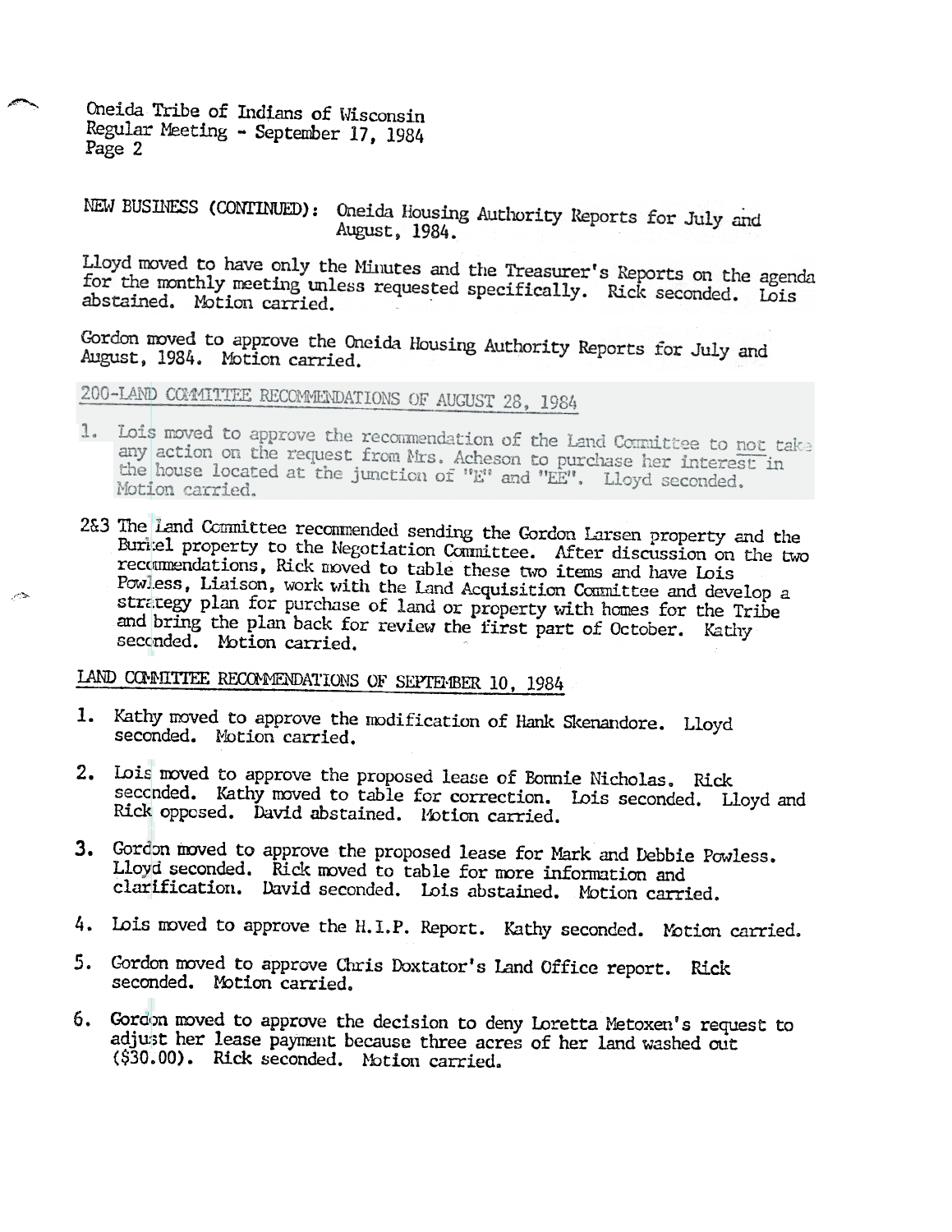NEW BUSINESS (CONTINUED): Oneida Housing Authority Reports for July and August, 1984.

Lloyd moved to have only the Minutes and the Treasurer's Reports on the agenda for the monthly meeting unless requested specifically. Rick seconded. Lois abstained. Motion carried.

Gordon moved to approve the Oneida Housing Authority Reports for July and August, 1984. Motion carried.

## 200-LAND COMMITTEE RECOMMENDATIONS OF AUGUST 28, 1984

1. Lois moved to approve the recommendation of the Land Committee to not take any action on the request from Mrs. Acheson to purchase her interest in the house located at the junction of "E" and "EE". Lloyd seconded. Motion carried.

2&3 The Land Committee recommended sending the Gordon Larsen property and the Buriel property to the Negotiation Committee. After discussion on the two recommendations, Rick moved to table these two items and have Lois Powless, Liaison, work with the Land Acquisition Committee and develop a strategy plan for purchase of land or property with homes for the Tribe and bring the plan back for review the first part of October. Kathy seconded. Motion carried.

## LAND COMMITTEE RECOMMENDATIONS OF SEPTEMBER 10, 1984

1. Kathy moved to approve the modification of Hank Skenandore. Lloyd seconded. Motion carried.

2. Lois moved to approve the proposed lease of Bonnie Nicholas. Rick seconded. Kathy moved to table for correction. Lois seconded. Lloyd and Rick opposed. David abstained. Motion carried.

3. Gordon moved to approve the proposed lease for Mark and Debbie Powless. Lloyd seconded. Rick moved to table for more information and clarification. David seconded. Lois abstained. Motion carried.

4. Lois moved to approve the H.I.P. Report. Kathy seconded. Motion carried.

5. Gordon moved to approve Chris Doxtator's Land Office report. Rick seconded. Motion carried.

6. Gordon moved to approve the decision to deny Loretta Metoxen's request to adjust her lease payment because three acres of her land washed out ($30.00). Rick seconded. Motion carried.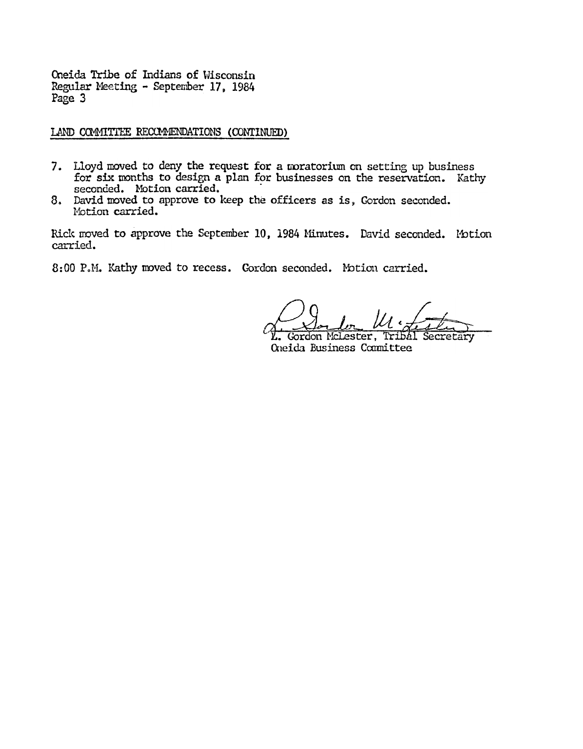Oneida Tribe of Indians of Wisconsin
Regular Meeting - September 17, 1984
Page 3

LAND COMMITTEE RECOMMENDATIONS (CONTINUED)

7. Lloyd moved to deny the request for a moratorium on setting up business for six months to design a plan for businesses on the reservation. Kathy seconded. Motion carried.
8. David moved to approve to keep the officers as is, Gordon seconded. Motion carried.

Rick moved to approve the September 10, 1984 Minutes. David seconded. Motion carried.

8:00 P.M. Kathy moved to recess. Gordon seconded. Motion carried.

L. Gordon McLester, Tribal Secretary
Oneida Business Committee